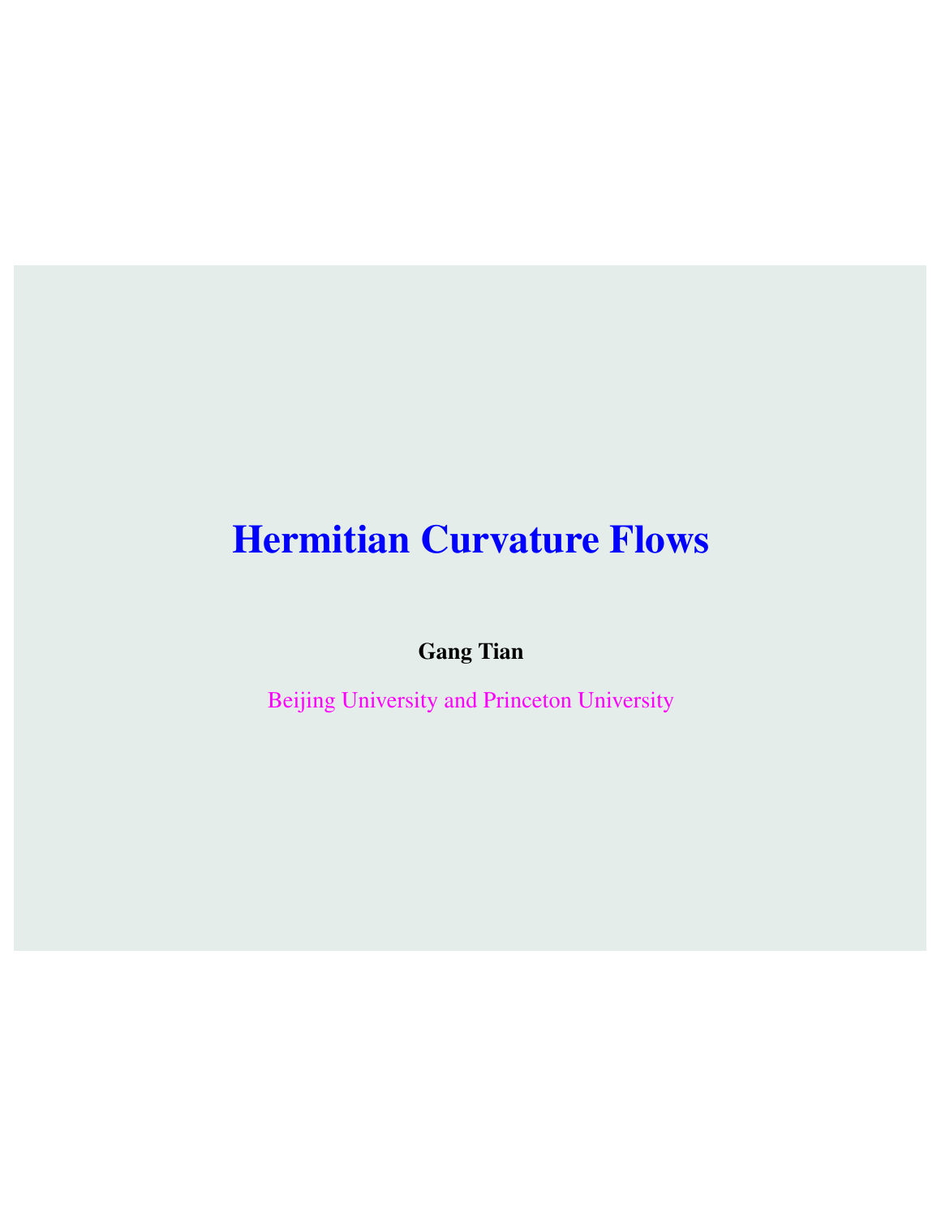# Hermitian Curvature Flows

**Gang Tian**

Beijing University and Princeton University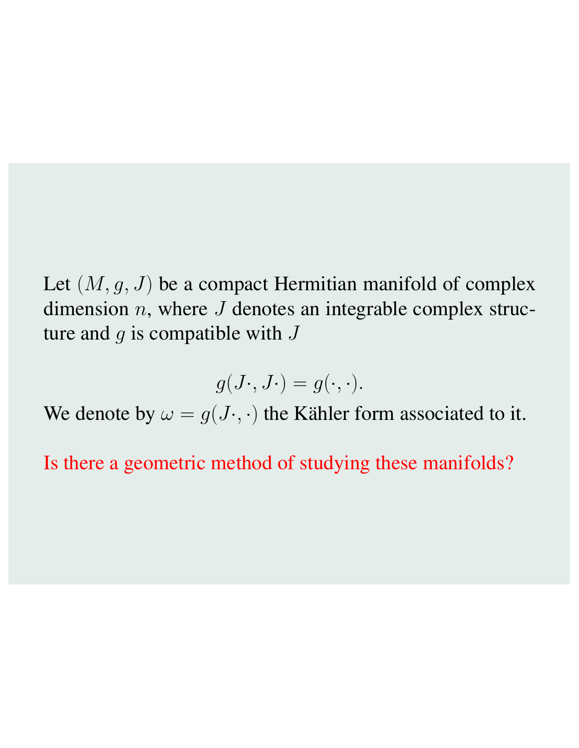Let $(M, g, J)$ be a compact Hermitian manifold of complex dimension $n$, where $J$ denotes an integrable complex structure and $g$ is compatible with $J$

$$g(J\cdot, J\cdot) = g(\cdot, \cdot).$$

We denote by $\omega = g(J\cdot, \cdot)$ the Kähler form associated to it.

Is there a geometric method of studying these manifolds?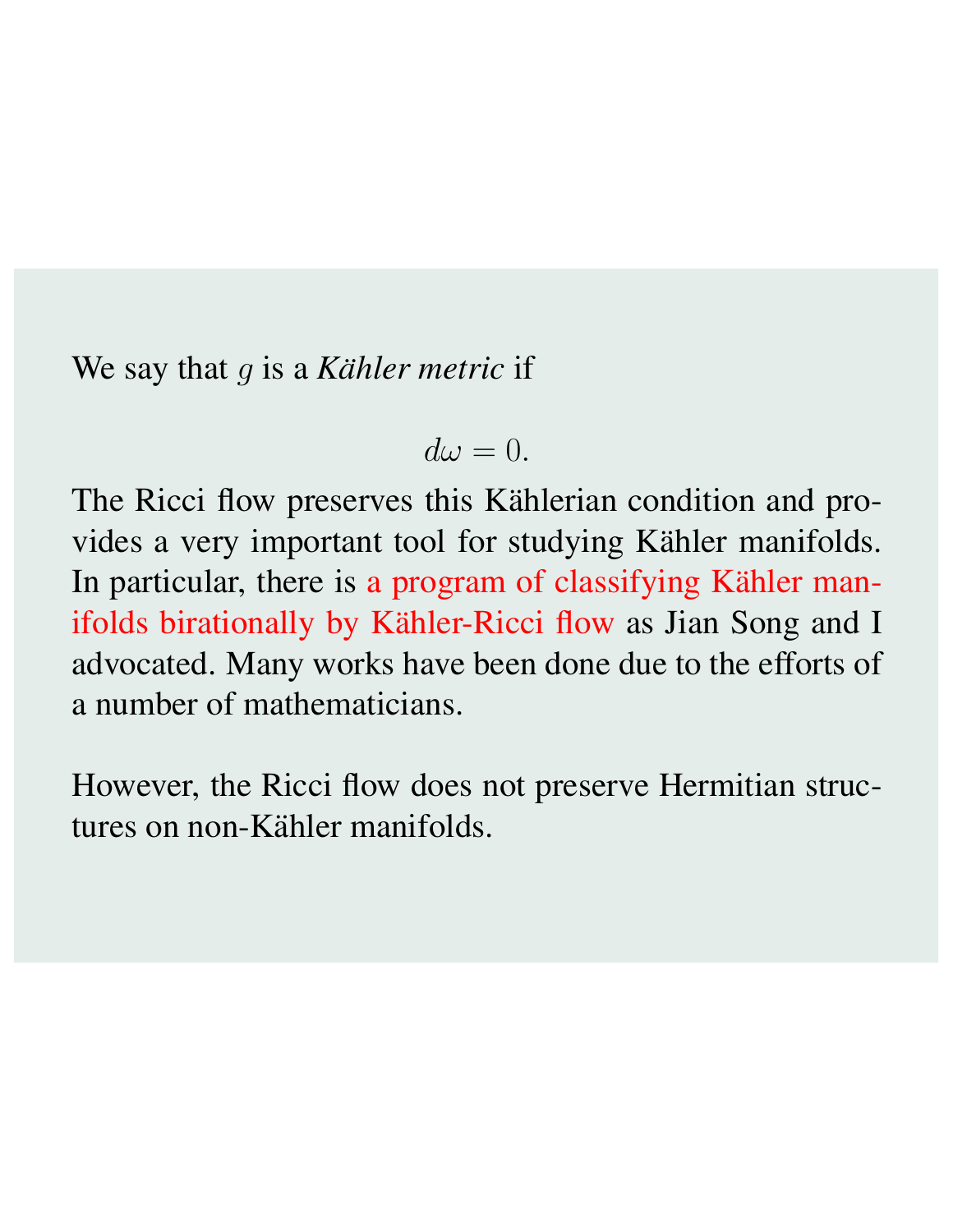We say that $g$ is a *Kähler metric* if

$$d\omega = 0.$$

The Ricci flow preserves this Kählerian condition and provides a very important tool for studying Kähler manifolds. In particular, there is a program of classifying Kähler manifolds birationally by Kähler-Ricci flow as Jian Song and I advocated. Many works have been done due to the efforts of a number of mathematicians.

However, the Ricci flow does not preserve Hermitian structures on non-Kähler manifolds.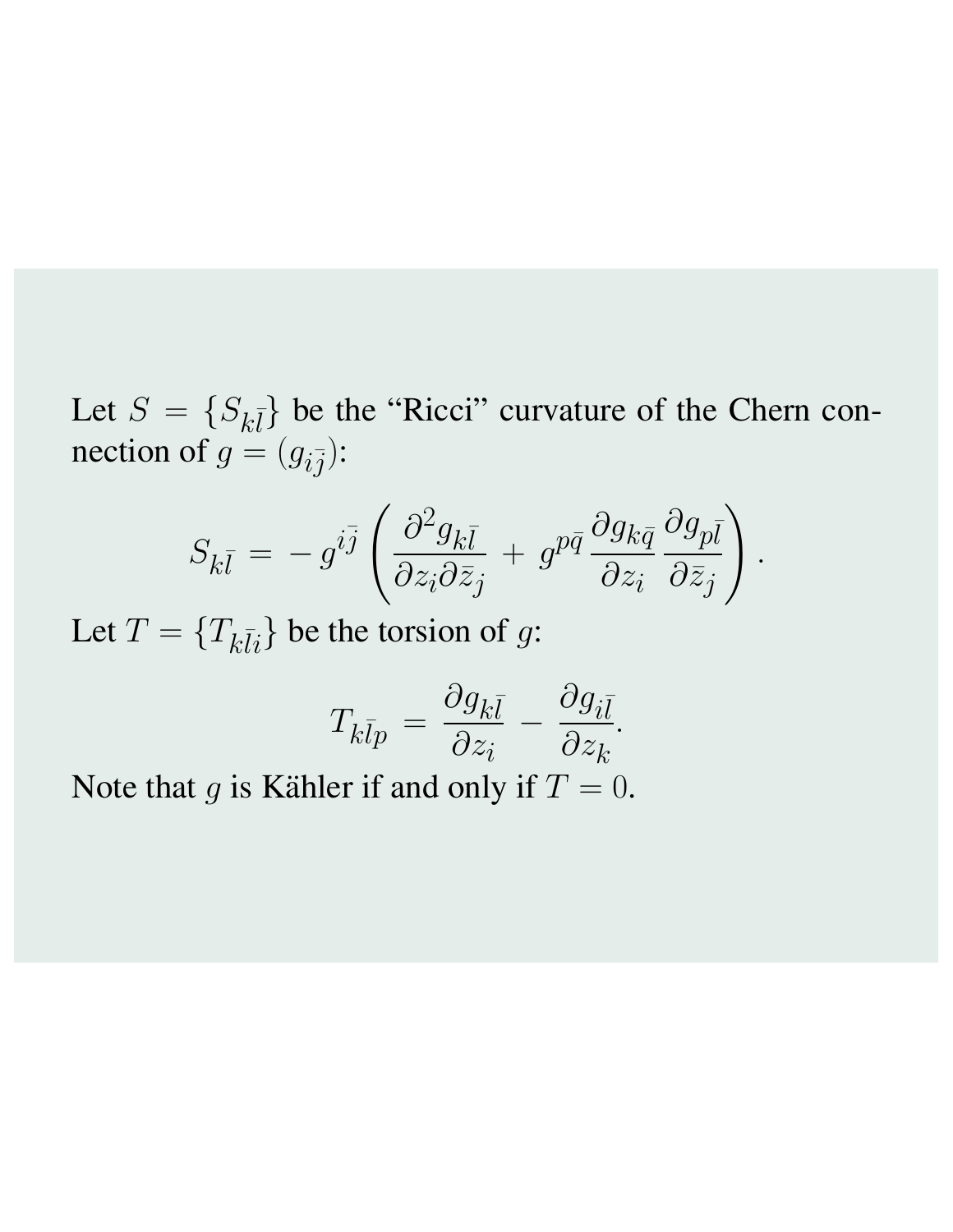Let $S = \{S_{k\bar{l}}\}$ be the "Ricci" curvature of the Chern connection of $g = (g_{i\bar{j}})$:

$$S_{k\bar{l}} = -\, g^{i\bar{j}} \left( \frac{\partial^2 g_{k\bar{l}}}{\partial z_i \partial \bar{z}_j} + g^{p\bar{q}} \frac{\partial g_{k\bar{q}}}{\partial z_i} \frac{\partial g_{p\bar{l}}}{\partial \bar{z}_j} \right).$$

Let $T = \{T_{k\bar{l}i}\}$ be the torsion of $g$:

$$T_{k\bar{l}p} = \frac{\partial g_{k\bar{l}}}{\partial z_i} - \frac{\partial g_{i\bar{l}}}{\partial z_k}.$$

Note that $g$ is Kähler if and only if $T = 0$.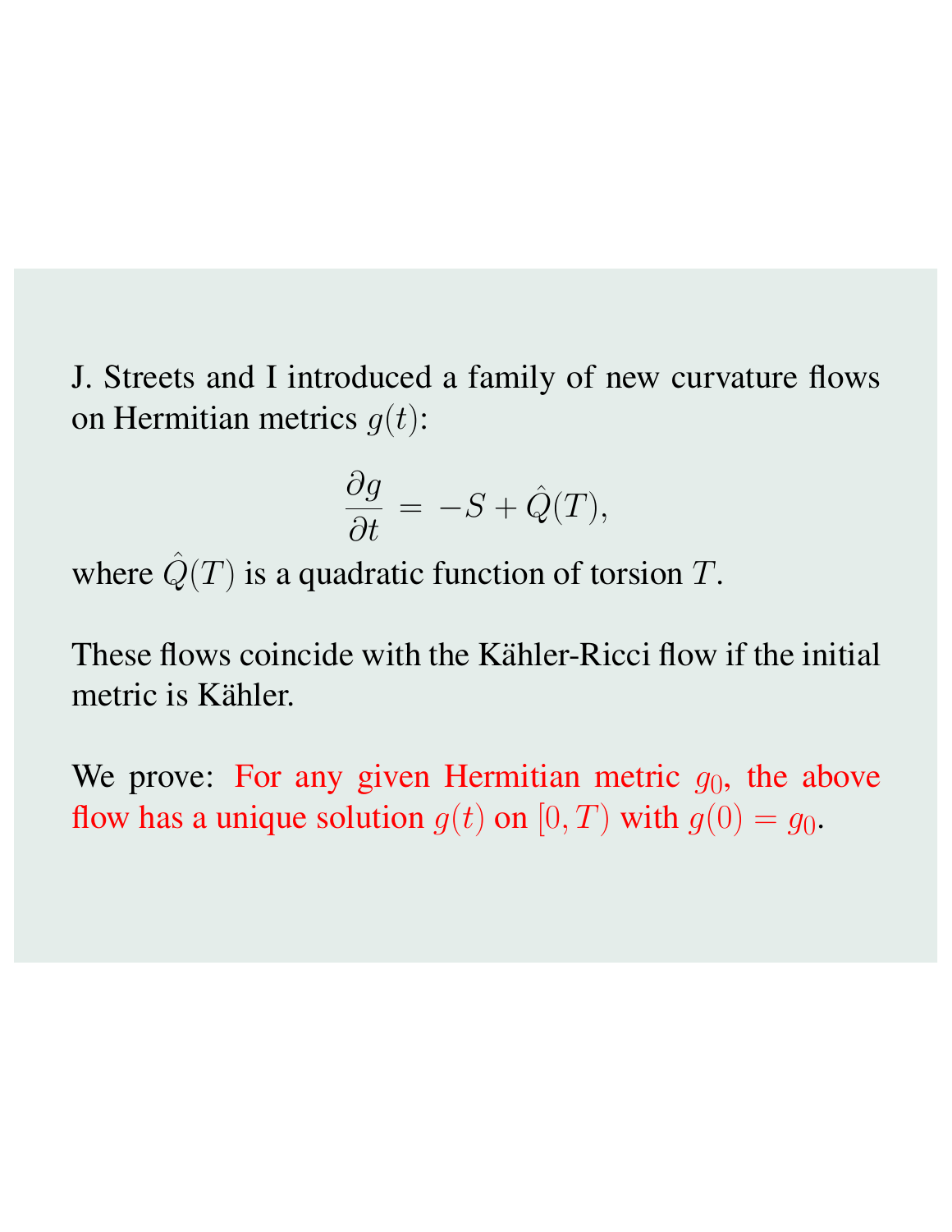J. Streets and I introduced a family of new curvature flows on Hermitian metrics $g(t)$:

$$\frac{\partial g}{\partial t} = -S + \hat{Q}(T),$$

where $\hat{Q}(T)$ is a quadratic function of torsion $T$.

These flows coincide with the Kähler-Ricci flow if the initial metric is Kähler.

We prove: For any given Hermitian metric $g_0$, the above flow has a unique solution $g(t)$ on $[0, T)$ with $g(0) = g_0$.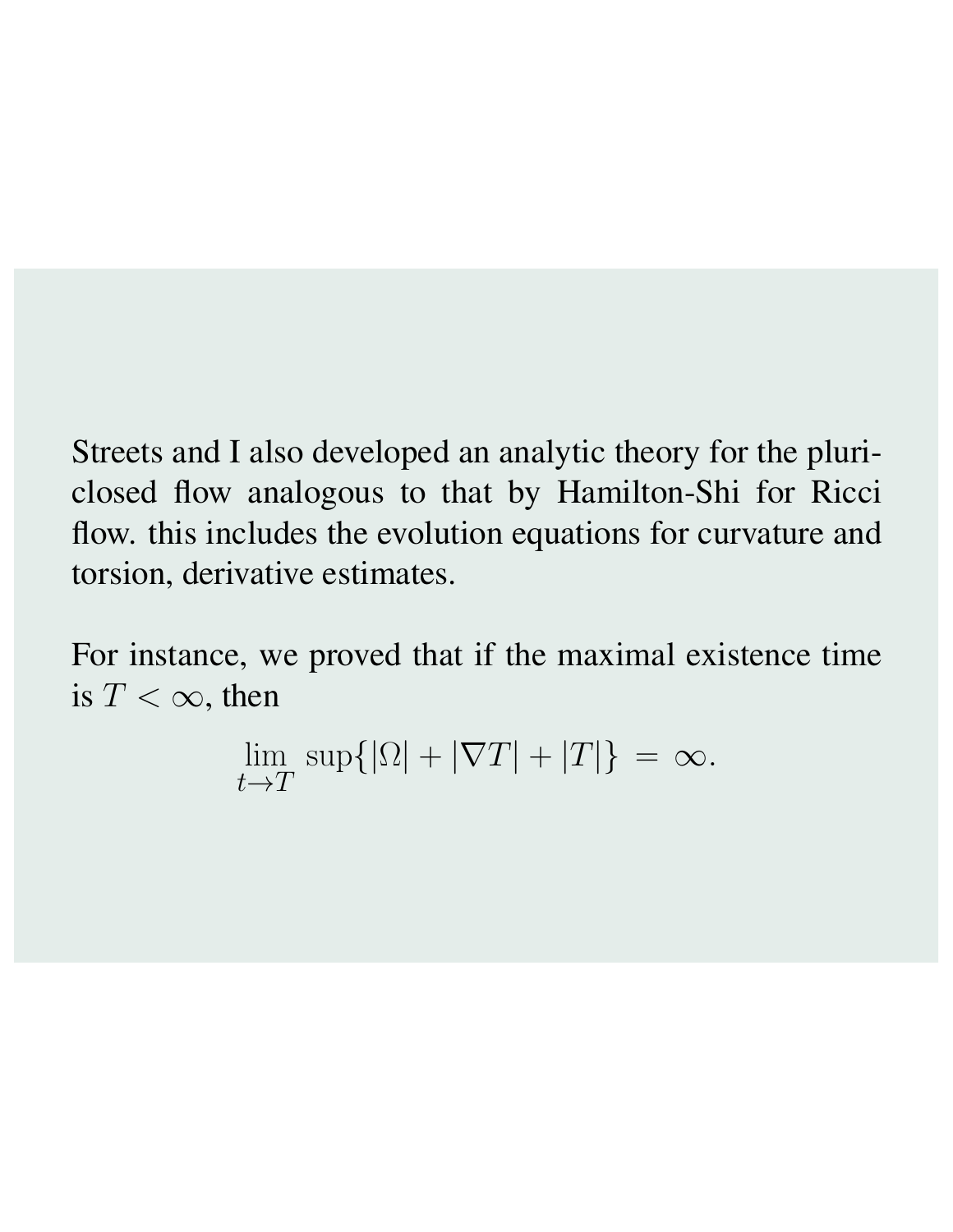Streets and I also developed an analytic theory for the pluriclosed flow analogous to that by Hamilton-Shi for Ricci flow. this includes the evolution equations for curvature and torsion, derivative estimates.

For instance, we proved that if the maximal existence time is $T < \infty$, then

$$\lim_{t \to T} \sup\{|\Omega| + |\nabla T| + |T|\} = \infty.$$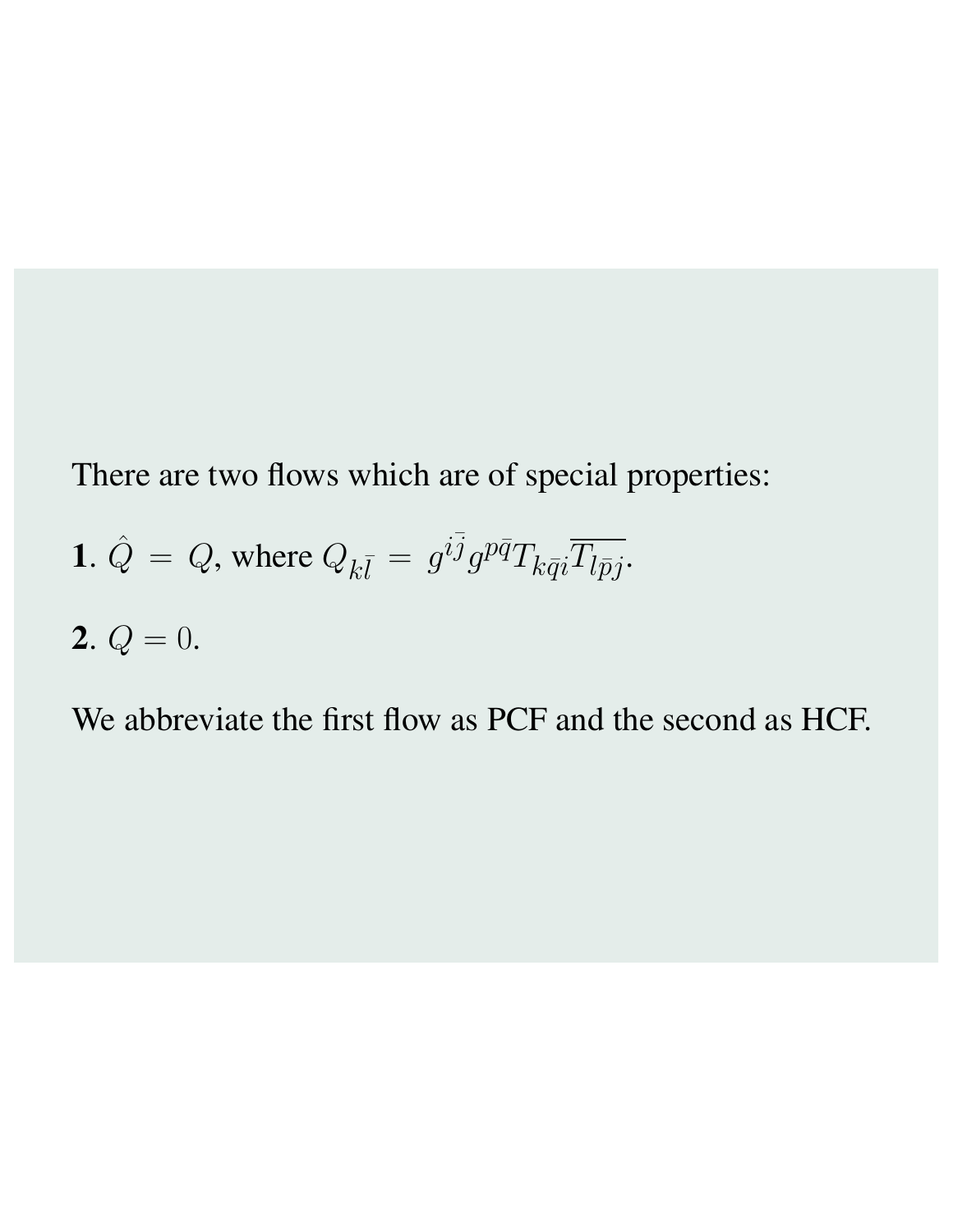There are two flows which are of special properties:

**1**. $\hat{Q} = Q$, where $Q_{k\bar{l}} = g^{i\bar{j}} g^{p\bar{q}} T_{k\bar{q}i} \overline{T_{l\bar{p}j}}$.

**2**. $Q = 0$.

We abbreviate the first flow as PCF and the second as HCF.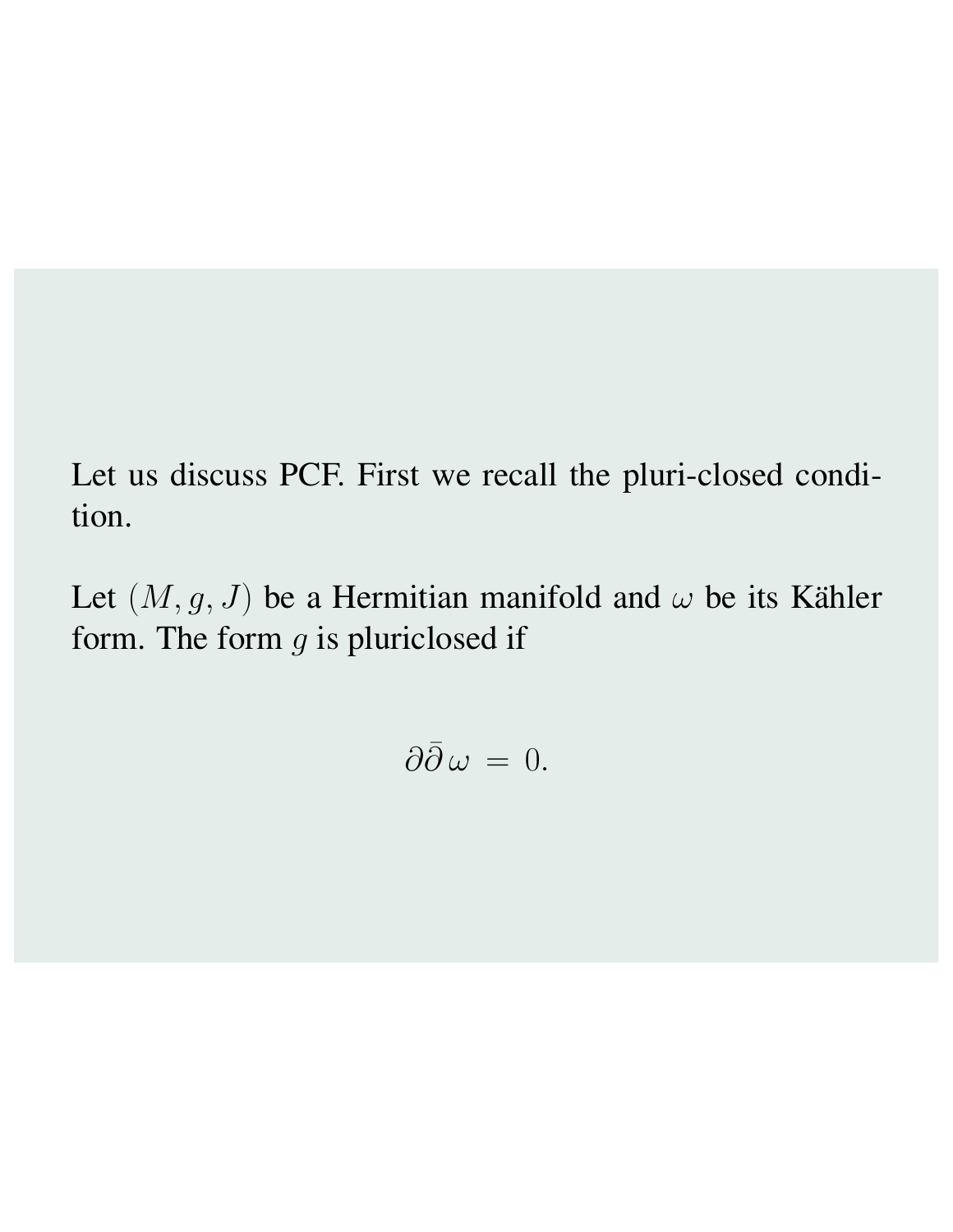Let us discuss PCF. First we recall the pluri-closed condition.

Let $(M, g, J)$ be a Hermitian manifold and $\omega$ be its Kähler form. The form $g$ is pluriclosed if

$$\partial\bar{\partial}\,\omega \,=\, 0.$$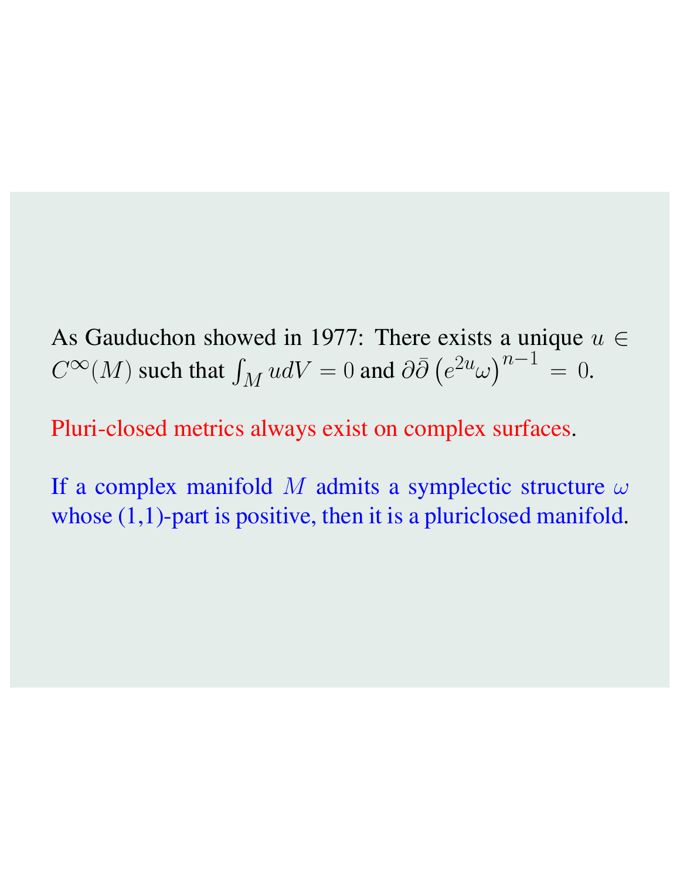As Gauduchon showed in 1977: There exists a unique $u \in C^{\infty}(M)$ such that $\int_M u dV = 0$ and $\partial\bar{\partial}\left(e^{2u}\omega\right)^{n-1} = 0$.

Pluri-closed metrics always exist on complex surfaces.

If a complex manifold $M$ admits a symplectic structure $\omega$ whose (1,1)-part is positive, then it is a pluriclosed manifold.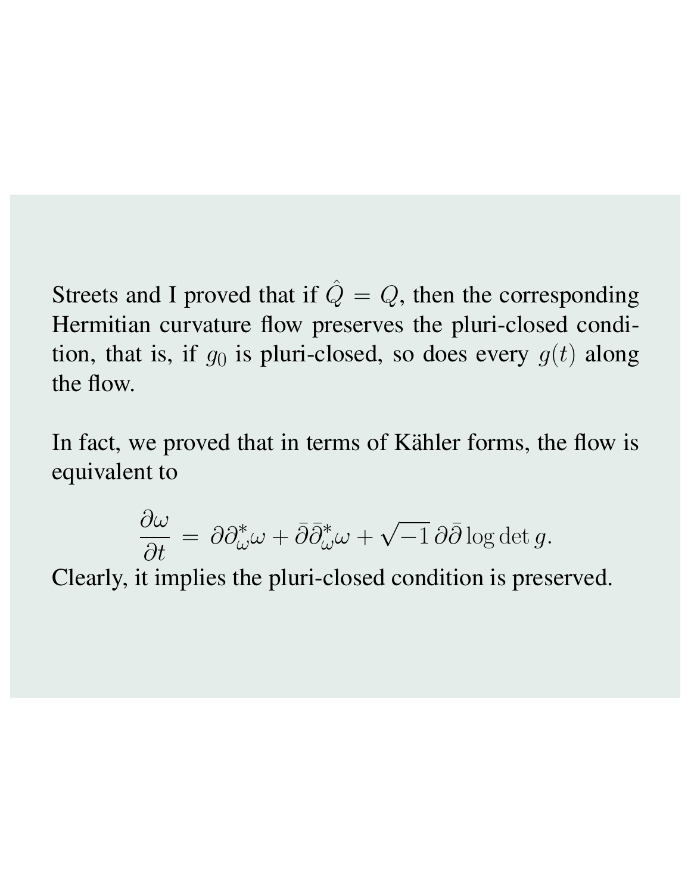Streets and I proved that if $\hat{Q} = Q$, then the corresponding Hermitian curvature flow preserves the pluri-closed condition, that is, if $g_0$ is pluri-closed, so does every $g(t)$ along the flow.

In fact, we proved that in terms of Kähler forms, the flow is equivalent to

$$\frac{\partial \omega}{\partial t} = \partial \partial^*_\omega \omega + \bar{\partial} \bar{\partial}^*_\omega \omega + \sqrt{-1}\, \partial \bar{\partial} \log \det g.$$

Clearly, it implies the pluri-closed condition is preserved.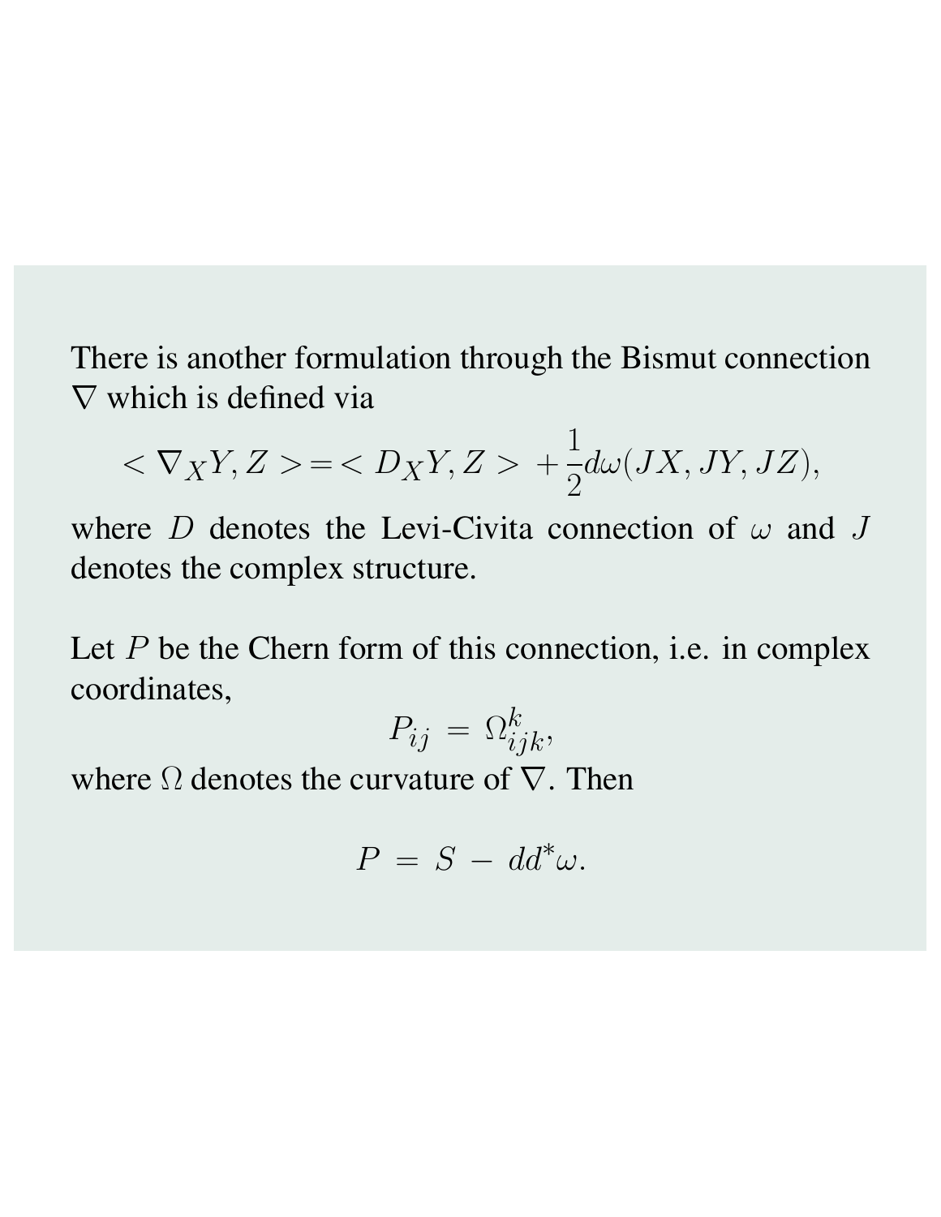There is another formulation through the Bismut connection $\nabla$ which is defined via

$$< \nabla_X Y, Z > = < D_X Y, Z > + \frac{1}{2} d\omega(JX, JY, JZ),$$

where $D$ denotes the Levi-Civita connection of $\omega$ and $J$ denotes the complex structure.

Let $P$ be the Chern form of this connection, i.e. in complex coordinates,

$$P_{ij} = \Omega^k_{ijk},$$

where $\Omega$ denotes the curvature of $\nabla$. Then

$$P = S - dd^* \omega.$$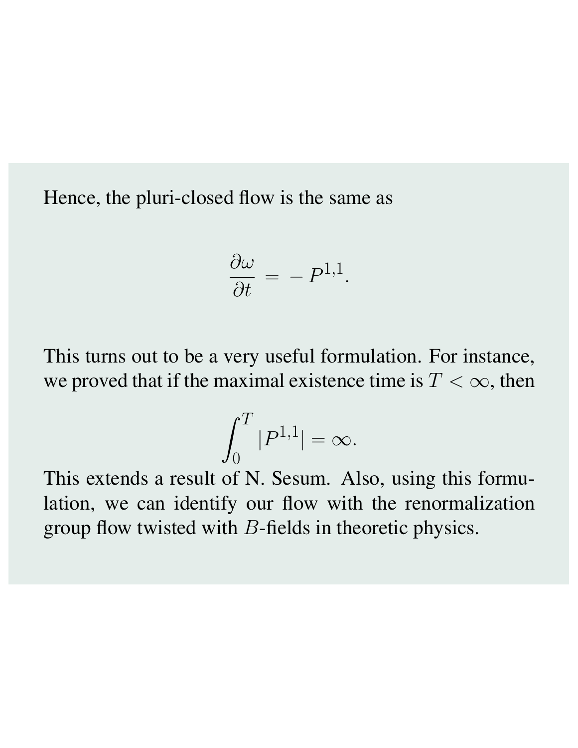Hence, the pluri-closed flow is the same as

$$\frac{\partial \omega}{\partial t} = -P^{1,1}.$$

This turns out to be a very useful formulation. For instance, we proved that if the maximal existence time is $T < \infty$, then

$$\int_0^T |P^{1,1}| = \infty.$$

This extends a result of N. Sesum. Also, using this formulation, we can identify our flow with the renormalization group flow twisted with $B$-fields in theoretic physics.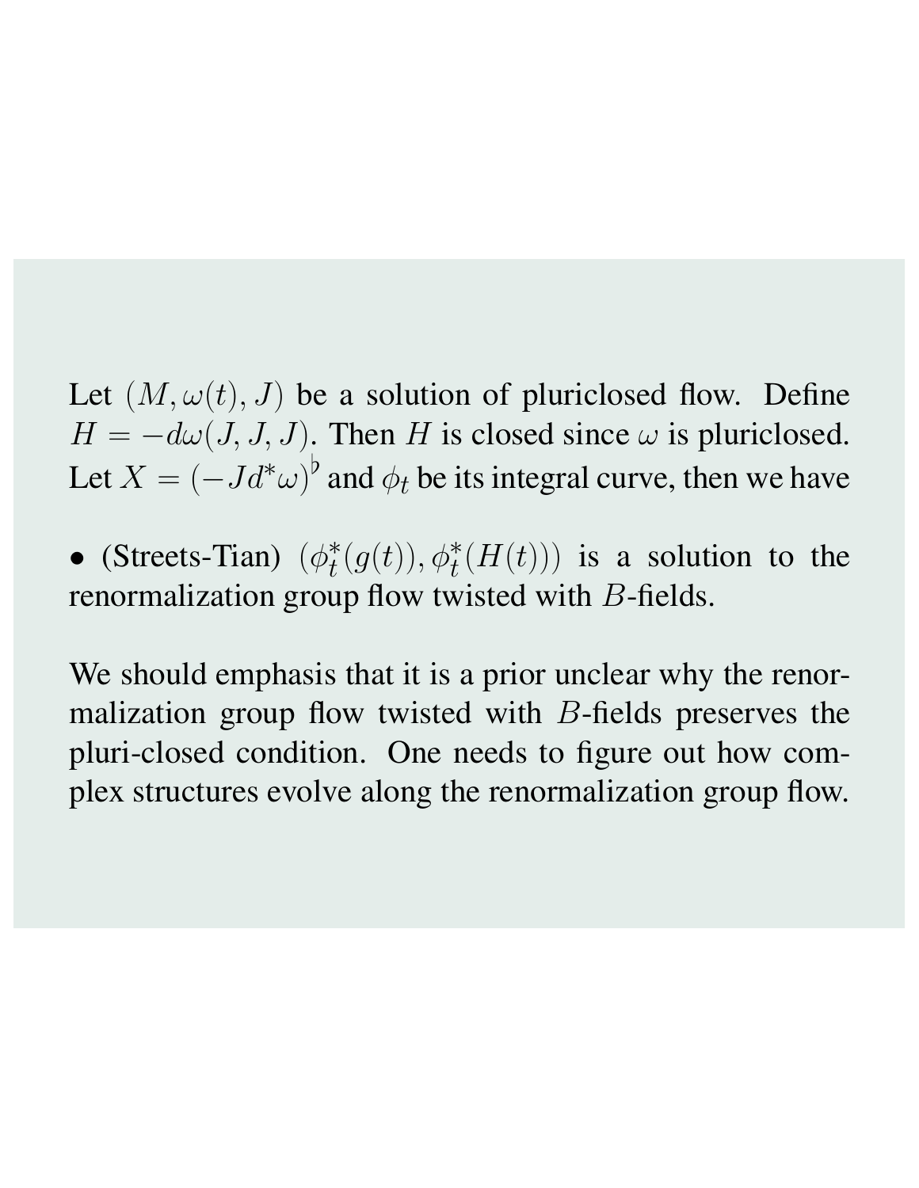Let $(M, \omega(t), J)$ be a solution of pluriclosed flow. Define $H = -d\omega(J, J, J)$. Then $H$ is closed since $\omega$ is pluriclosed. Let $X = (-Jd^*\omega)^\flat$ and $\phi_t$ be its integral curve, then we have

- (Streets-Tian) $(\phi_t^*(g(t)), \phi_t^*(H(t)))$ is a solution to the renormalization group flow twisted with $B$-fields.

We should emphasis that it is a prior unclear why the renormalization group flow twisted with $B$-fields preserves the pluri-closed condition. One needs to figure out how complex structures evolve along the renormalization group flow.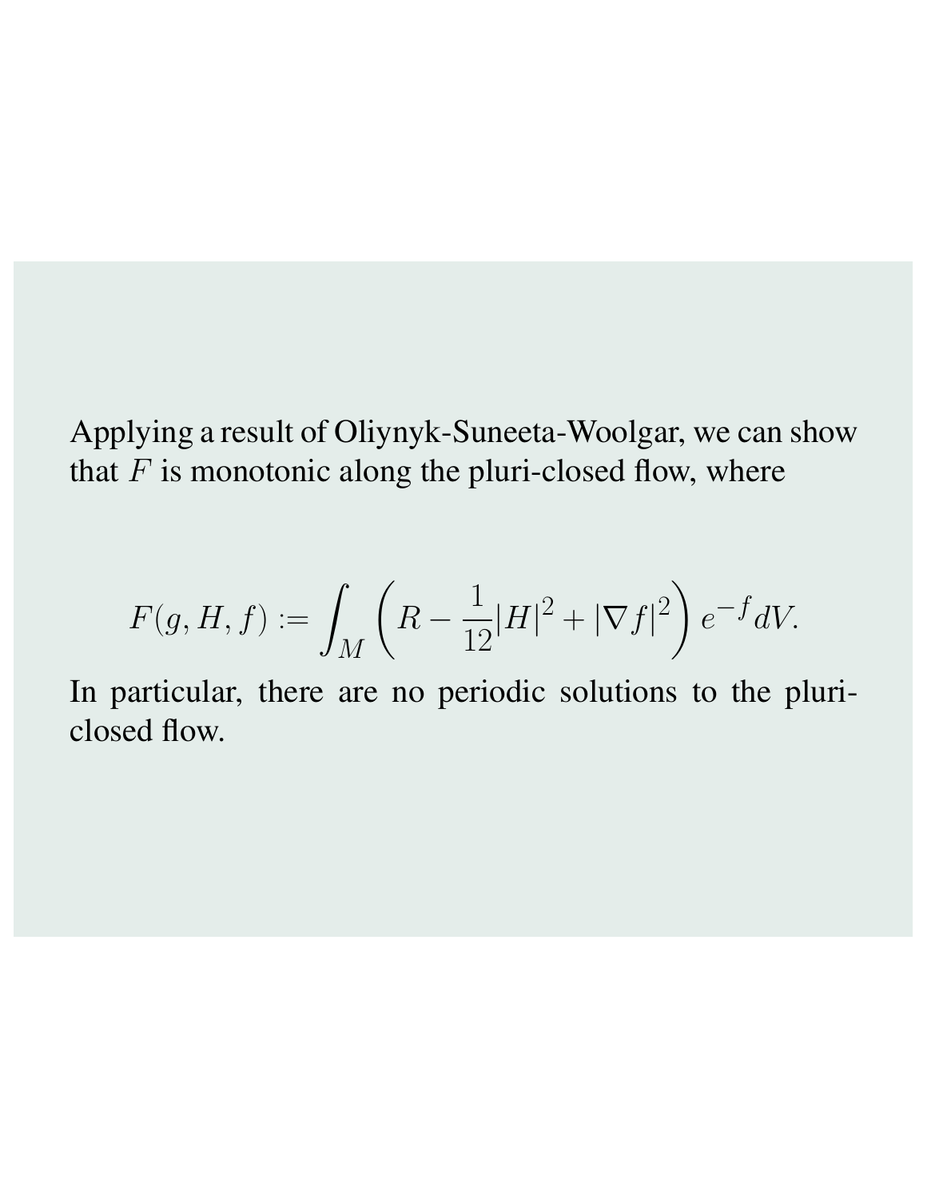Applying a result of Oliynyk-Suneeta-Woolgar, we can show that $F$ is monotonic along the pluri-closed flow, where

$$F(g, H, f) := \int_M \left( R - \frac{1}{12}|H|^2 + |\nabla f|^2 \right) e^{-f} dV.$$

In particular, there are no periodic solutions to the pluri-closed flow.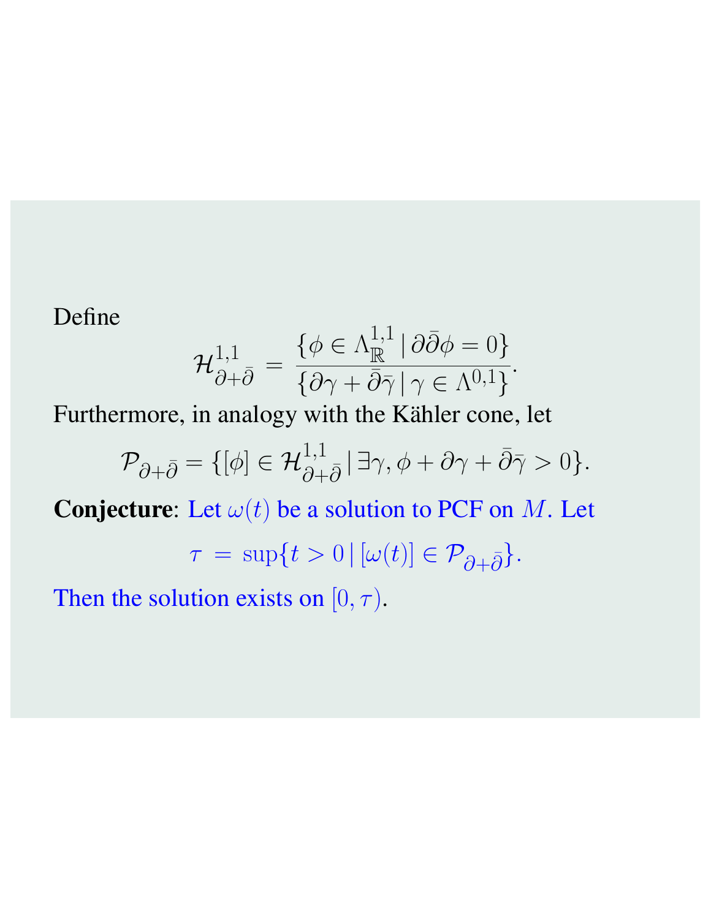Define

$$\mathcal{H}^{1,1}_{\partial+\bar{\partial}} = \frac{\{\phi \in \Lambda^{1,1}_{\mathbb{R}} \mid \partial\bar{\partial}\phi = 0\}}{\{\partial\gamma + \bar{\partial}\bar{\gamma} \mid \gamma \in \Lambda^{0,1}\}}.$$

Furthermore, in analogy with the Kähler cone, let

$$\mathcal{P}_{\partial+\bar{\partial}} = \{[\phi] \in \mathcal{H}^{1,1}_{\partial+\bar{\partial}} \mid \exists \gamma, \phi + \partial\gamma + \bar{\partial}\bar{\gamma} > 0\}.$$

**Conjecture**: Let $\omega(t)$ be a solution to PCF on $M$. Let

$$\tau = \sup\{t > 0 \mid [\omega(t)] \in \mathcal{P}_{\partial+\bar{\partial}}\}.$$

Then the solution exists on $[0, \tau)$.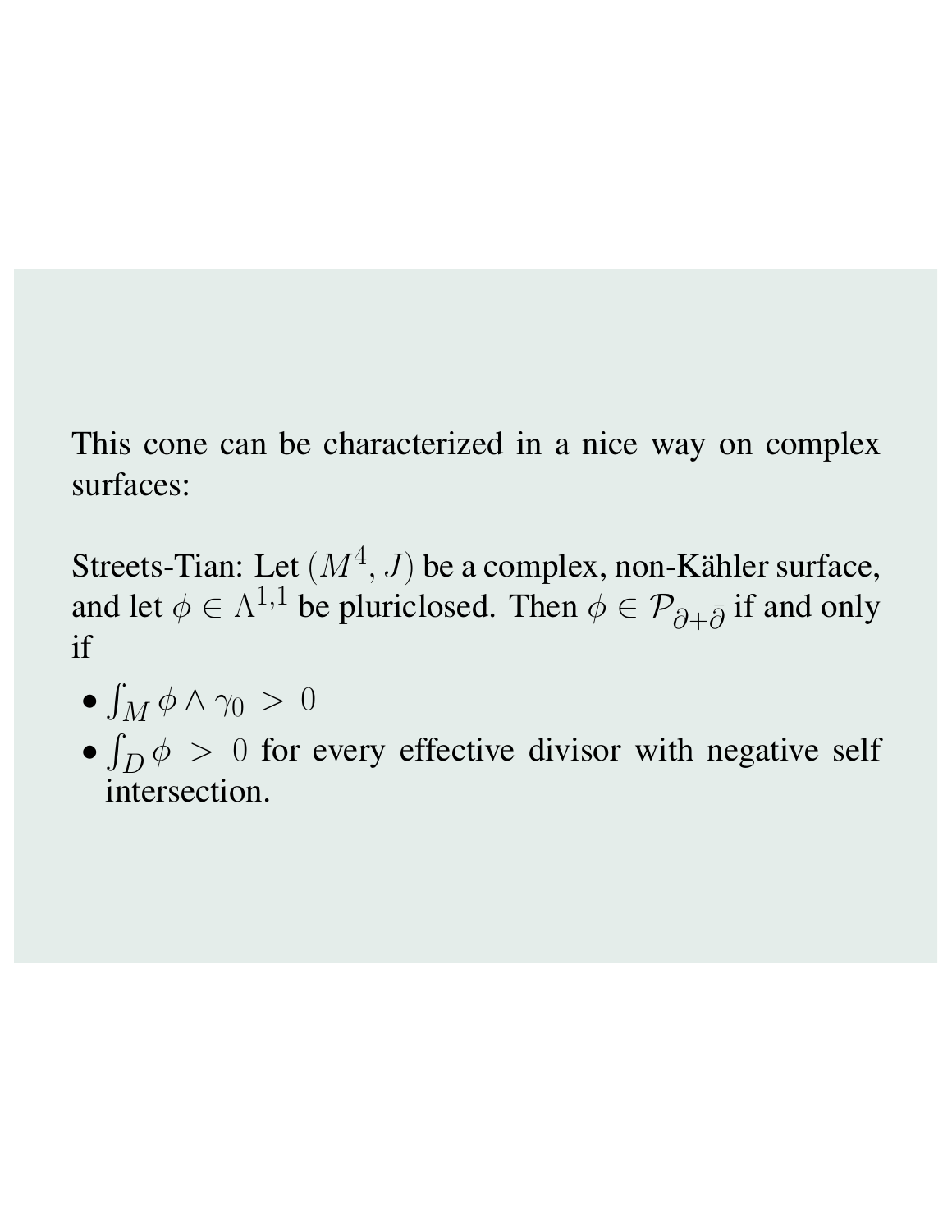This cone can be characterized in a nice way on complex surfaces:

Streets-Tian: Let $(M^4, J)$ be a complex, non-Kähler surface, and let $\phi \in \Lambda^{1,1}$ be pluriclosed. Then $\phi \in \mathcal{P}_{\partial + \bar{\partial}}$ if and only if

- $\int_M \phi \wedge \gamma_0 > 0$
- $\int_D \phi > 0$ for every effective divisor with negative self intersection.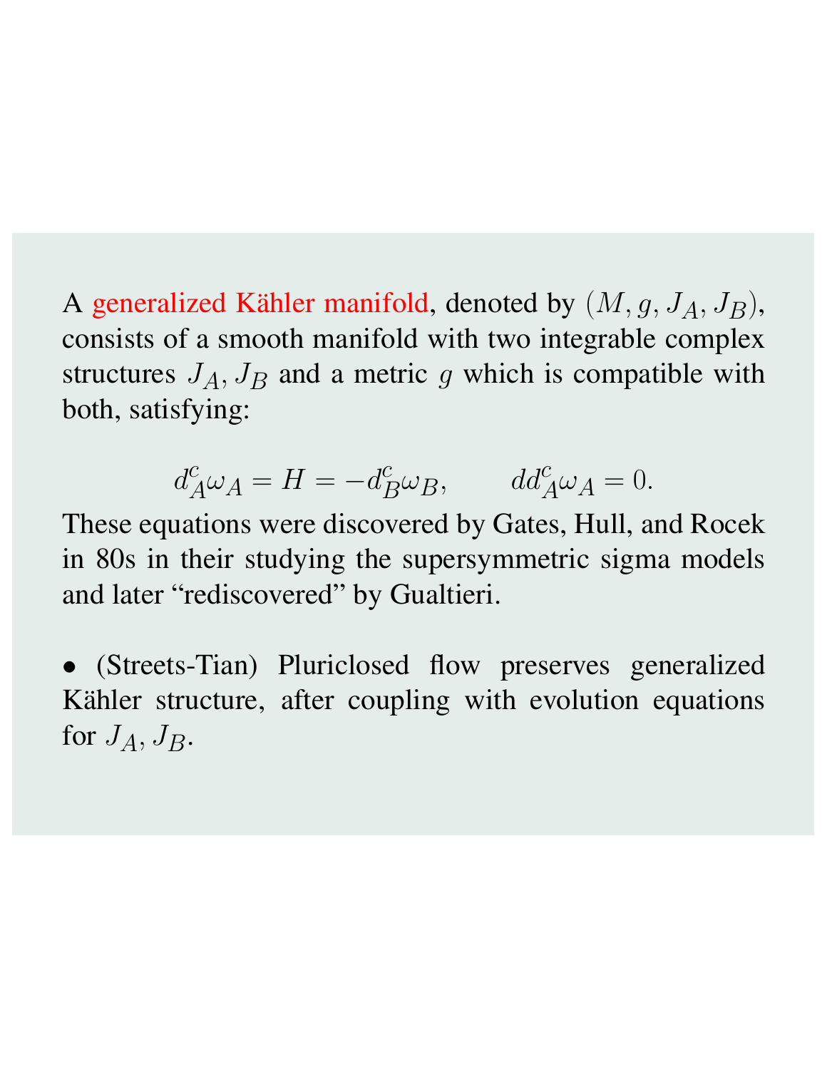A generalized Kähler manifold, denoted by $(M, g, J_A, J_B)$, consists of a smooth manifold with two integrable complex structures $J_A, J_B$ and a metric $g$ which is compatible with both, satisfying:

$$d^c_A \omega_A = H = -d^c_B \omega_B, \qquad dd^c_A \omega_A = 0.$$

These equations were discovered by Gates, Hull, and Rocek in 80s in their studying the supersymmetric sigma models and later "rediscovered" by Gualtieri.

- (Streets-Tian) Pluriclosed flow preserves generalized Kähler structure, after coupling with evolution equations for $J_A, J_B$.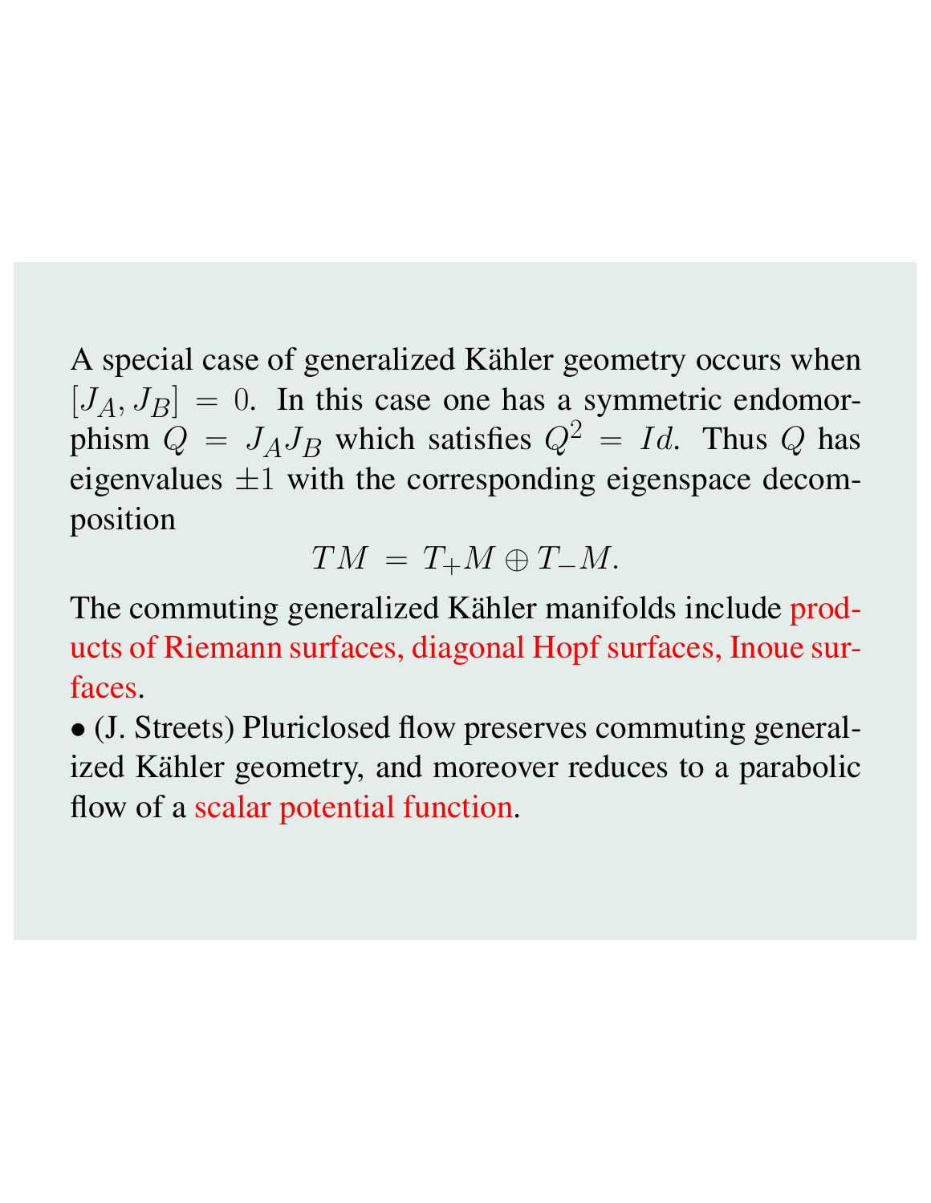A special case of generalized Kähler geometry occurs when $[J_A, J_B] = 0$. In this case one has a symmetric endomorphism $Q = J_A J_B$ which satisfies $Q^2 = Id$. Thus $Q$ has eigenvalues $\pm 1$ with the corresponding eigenspace decomposition

$$TM = T_+ M \oplus T_- M.$$

The commuting generalized Kähler manifolds include products of Riemann surfaces, diagonal Hopf surfaces, Inoue surfaces.

• (J. Streets) Pluriclosed flow preserves commuting generalized Kähler geometry, and moreover reduces to a parabolic flow of a scalar potential function.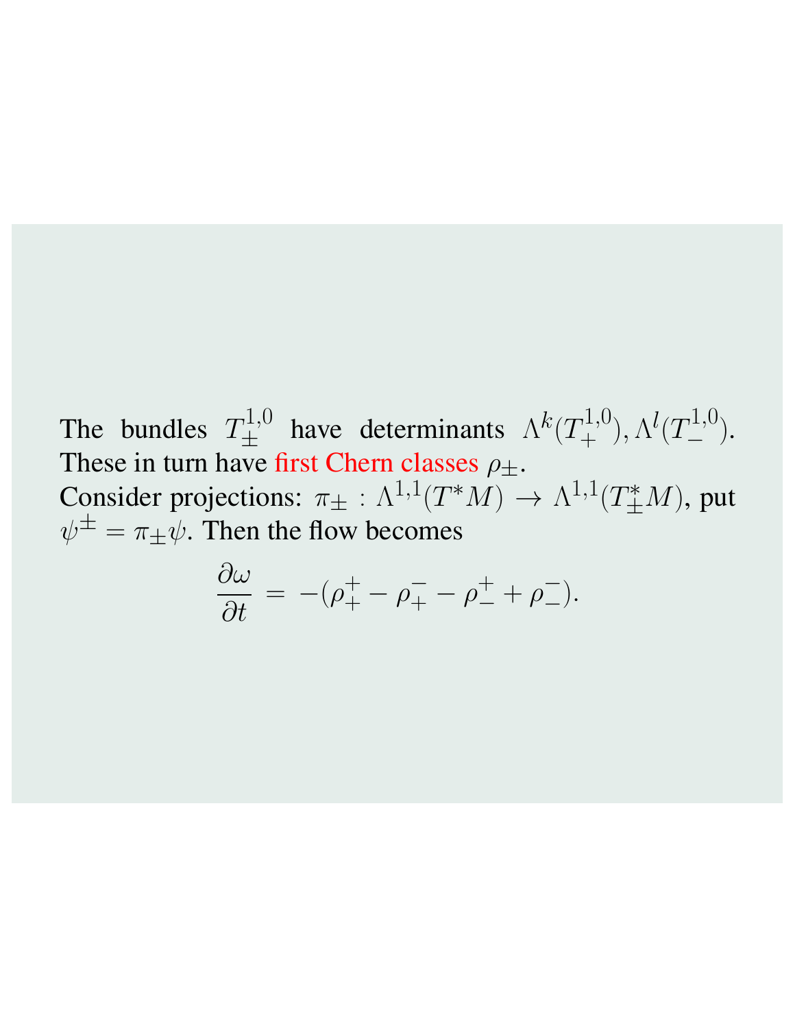The bundles $T^{1,0}_{\pm}$ have determinants $\Lambda^k(T^{1,0}_{+}), \Lambda^l(T^{1,0}_{-})$. These in turn have first Chern classes $\rho_{\pm}$.

Consider projections: $\pi_{\pm} : \Lambda^{1,1}(T^*M) \to \Lambda^{1,1}(T^*_{\pm}M)$, put $\psi^{\pm} = \pi_{\pm}\psi$. Then the flow becomes

$$\frac{\partial \omega}{\partial t} = -(\rho^{+}_{+} - \rho^{-}_{+} - \rho^{+}_{-} + \rho^{-}_{-}).$$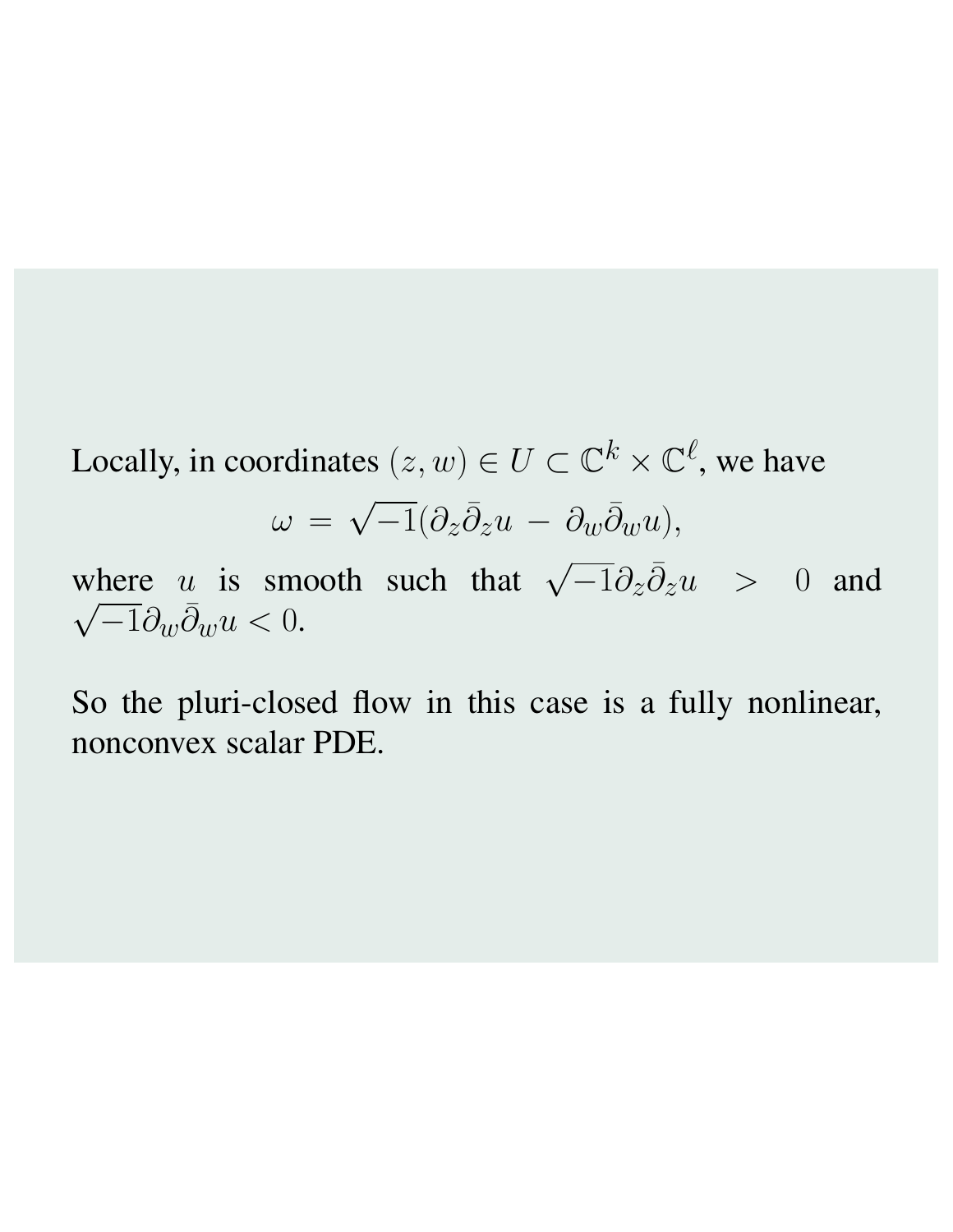Locally, in coordinates $(z, w) \in U \subset \mathbb{C}^k \times \mathbb{C}^\ell$, we have

$$\omega = \sqrt{-1}(\partial_z \bar{\partial}_z u - \partial_w \bar{\partial}_w u),$$

where $u$ is smooth such that $\sqrt{-1}\partial_z \bar{\partial}_z u > 0$ and $\sqrt{-1}\partial_w \bar{\partial}_w u < 0$.

So the pluri-closed flow in this case is a fully nonlinear, nonconvex scalar PDE.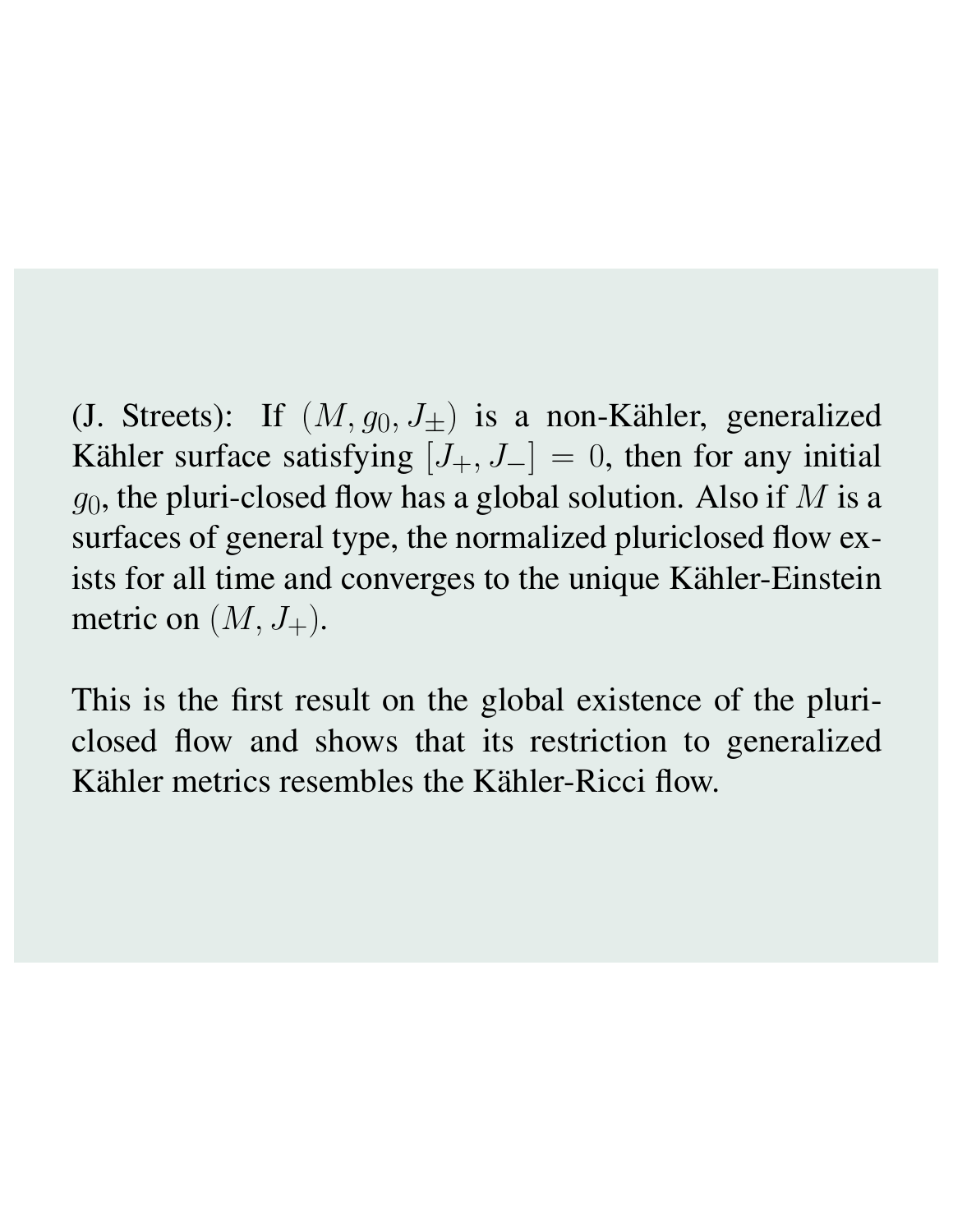(J. Streets): If $(M, g_0, J_{\pm})$ is a non-Kähler, generalized Kähler surface satisfying $[J_+, J_-] = 0$, then for any initial $g_0$, the pluri-closed flow has a global solution. Also if $M$ is a surfaces of general type, the normalized pluriclosed flow exists for all time and converges to the unique Kähler-Einstein metric on $(M, J_+)$.

This is the first result on the global existence of the pluri-closed flow and shows that its restriction to generalized Kähler metrics resembles the Kähler-Ricci flow.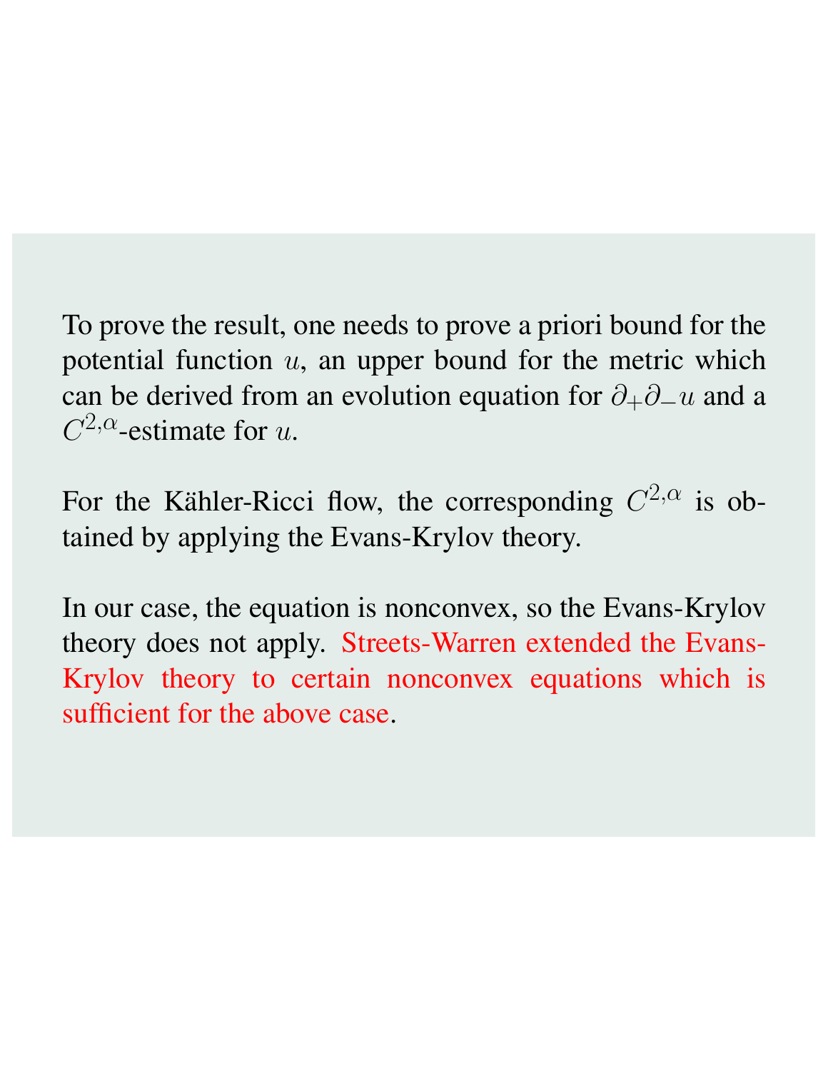To prove the result, one needs to prove a priori bound for the potential function $u$, an upper bound for the metric which can be derived from an evolution equation for $\partial_+\partial_- u$ and a $C^{2,\alpha}$-estimate for $u$.

For the Kähler-Ricci flow, the corresponding $C^{2,\alpha}$ is obtained by applying the Evans-Krylov theory.

In our case, the equation is nonconvex, so the Evans-Krylov theory does not apply. Streets-Warren extended the Evans-Krylov theory to certain nonconvex equations which is sufficient for the above case.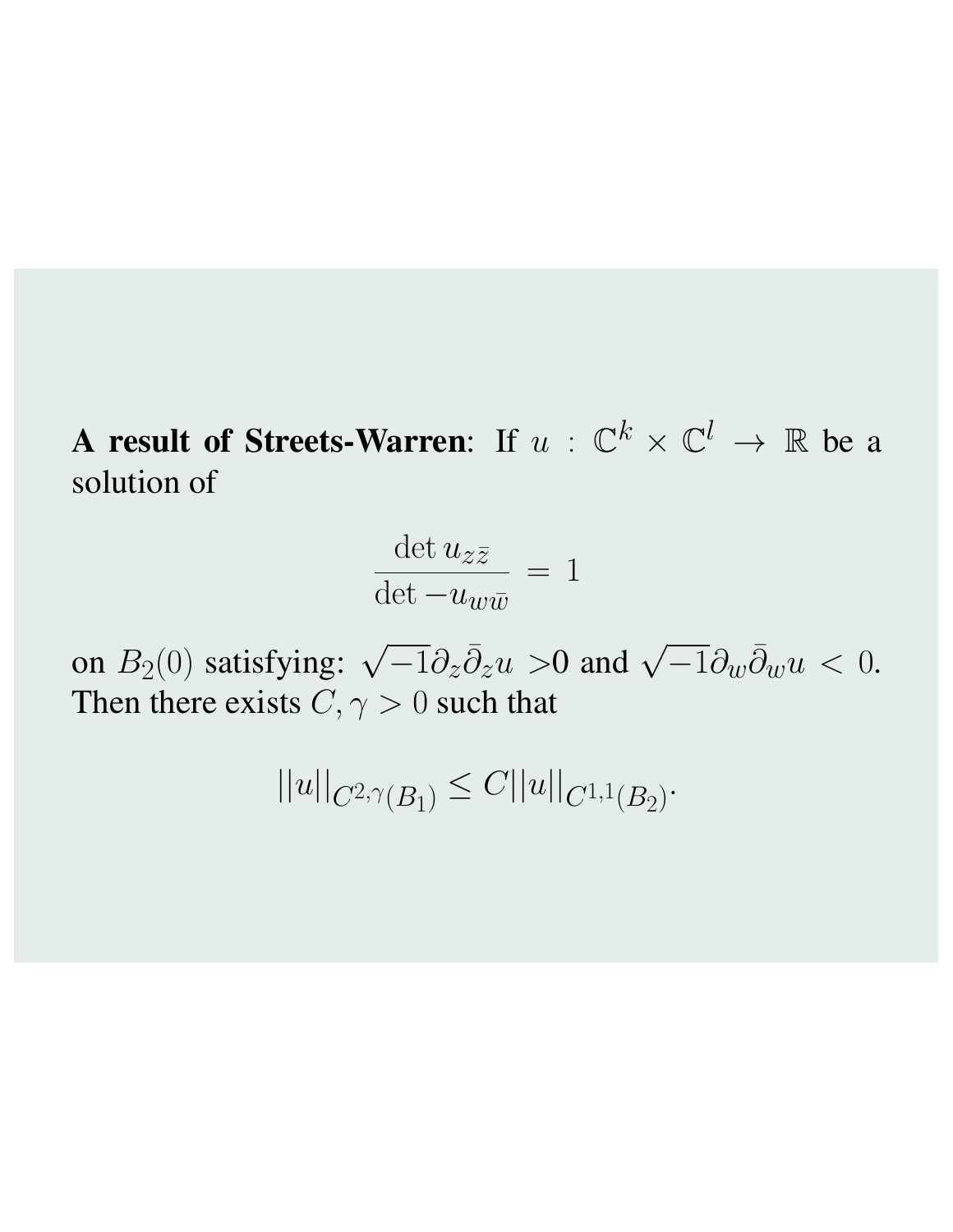**A result of Streets-Warren**: If $u : \mathbb{C}^k \times \mathbb{C}^l \to \mathbb{R}$ be a solution of

$$\frac{\det u_{z\bar{z}}}{\det -u_{w\bar{w}}} = 1$$

on $B_2(0)$ satisfying: $\sqrt{-1}\partial_z\bar{\partial}_z u >$0 and $\sqrt{-1}\partial_w\bar{\partial}_w u < 0$. Then there exists $C, \gamma > 0$ such that

$$||u||_{C^{2,\gamma}(B_1)} \leq C||u||_{C^{1,1}(B_2)}.$$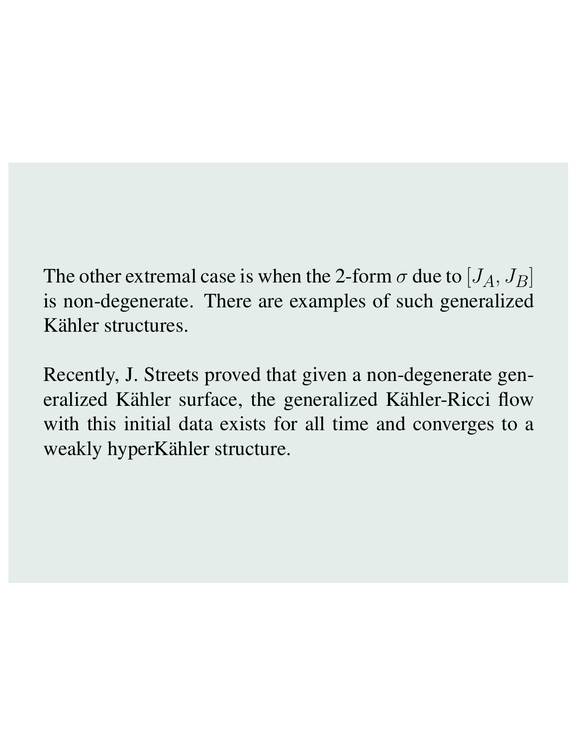The other extremal case is when the 2-form $\sigma$ due to $[J_A, J_B]$ is non-degenerate. There are examples of such generalized Kähler structures.

Recently, J. Streets proved that given a non-degenerate generalized Kähler surface, the generalized Kähler-Ricci flow with this initial data exists for all time and converges to a weakly hyperKähler structure.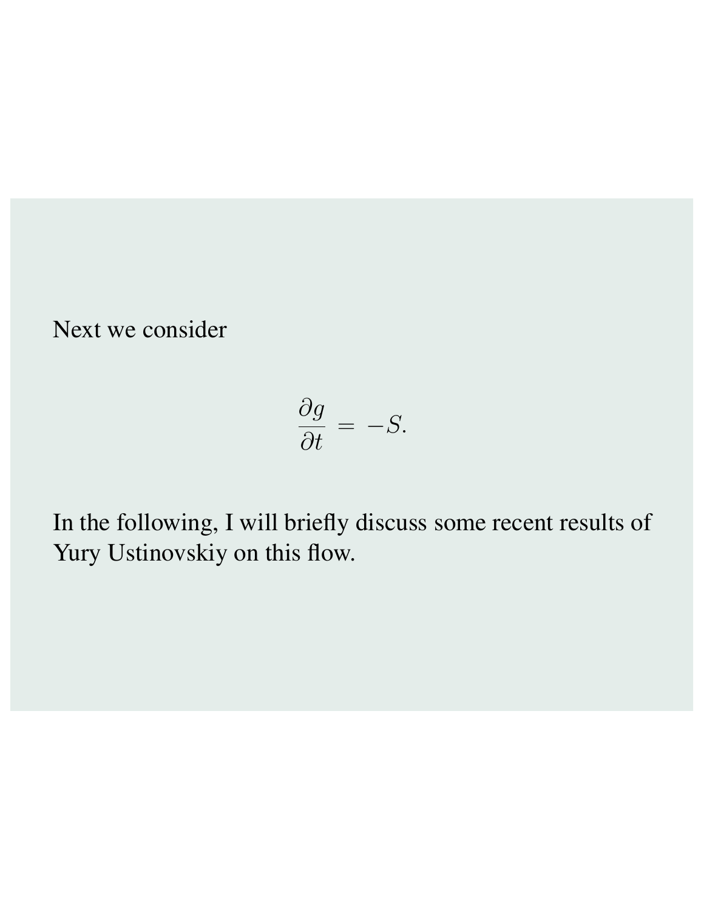Next we consider

$$\frac{\partial g}{\partial t} = -S.$$

In the following, I will briefly discuss some recent results of Yury Ustinovskiy on this flow.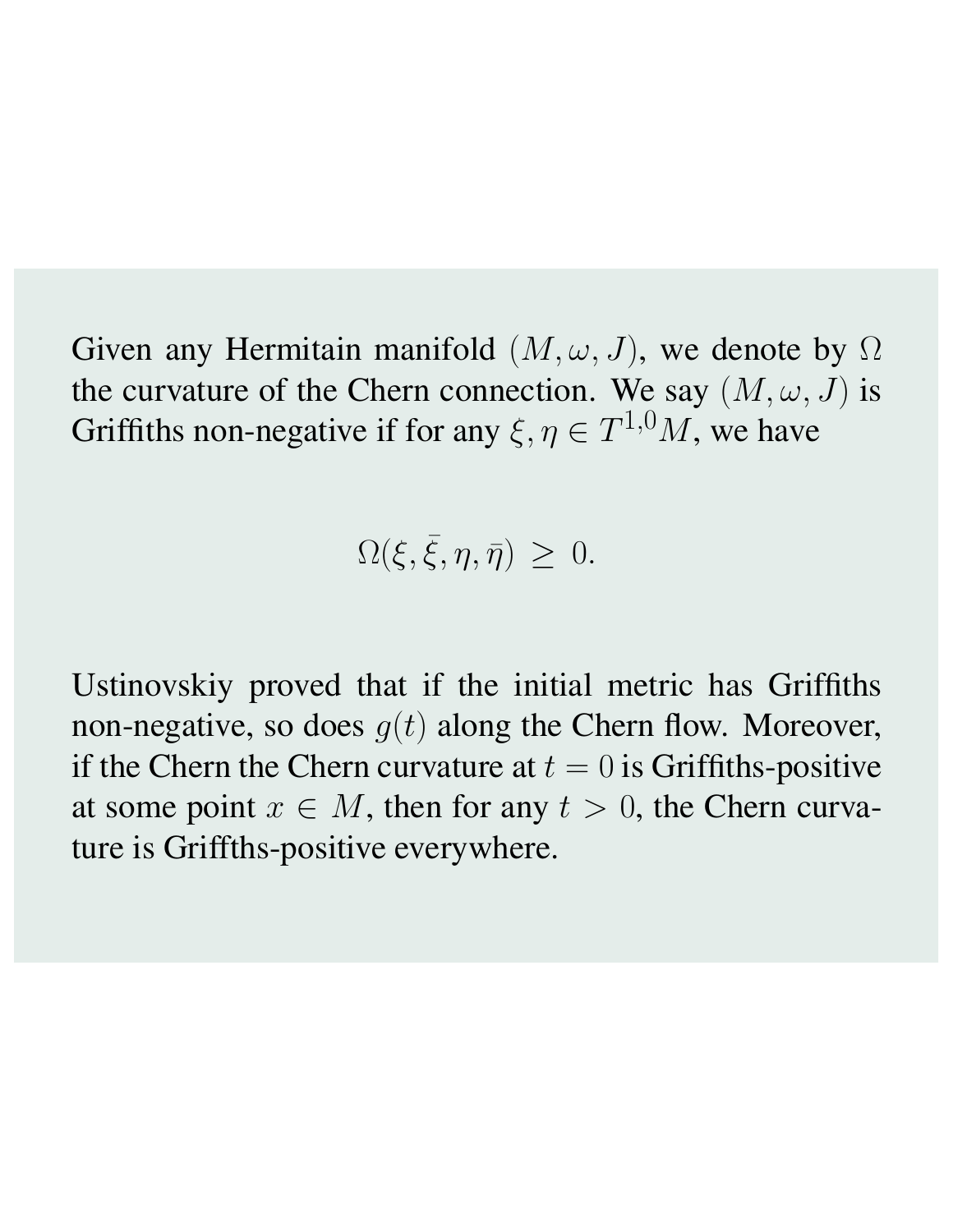Given any Hermitain manifold $(M, \omega, J)$, we denote by $\Omega$ the curvature of the Chern connection. We say $(M, \omega, J)$ is Griffiths non-negative if for any $\xi, \eta \in T^{1,0}M$, we have

$$\Omega(\xi, \bar{\xi}, \eta, \bar{\eta}) \geq 0.$$

Ustinovskiy proved that if the initial metric has Griffiths non-negative, so does $g(t)$ along the Chern flow. Moreover, if the Chern the Chern curvature at $t = 0$ is Griffiths-positive at some point $x \in M$, then for any $t > 0$, the Chern curvature is Griffths-positive everywhere.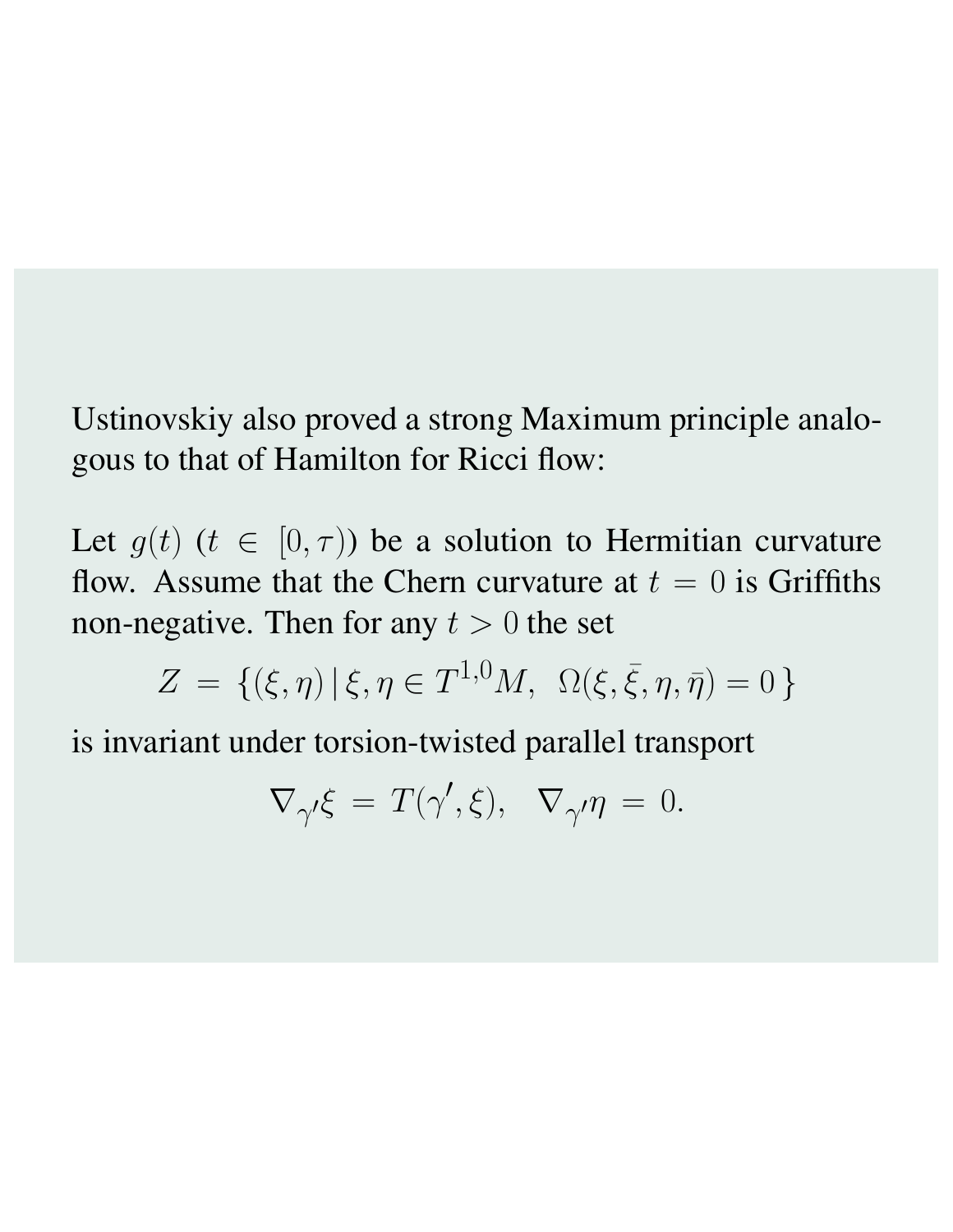Ustinovskiy also proved a strong Maximum principle analogous to that of Hamilton for Ricci flow:

Let $g(t)$ ($t \in [0, \tau)$) be a solution to Hermitian curvature flow. Assume that the Chern curvature at $t = 0$ is Griffiths non-negative. Then for any $t > 0$ the set

$$Z = \{(\xi, \eta) \,|\, \xi, \eta \in T^{1,0}M, \;\; \Omega(\xi, \bar{\xi}, \eta, \bar{\eta}) = 0\}$$

is invariant under torsion-twisted parallel transport

$$\nabla_{\gamma'}\xi = T(\gamma', \xi), \quad \nabla_{\gamma'}\eta = 0.$$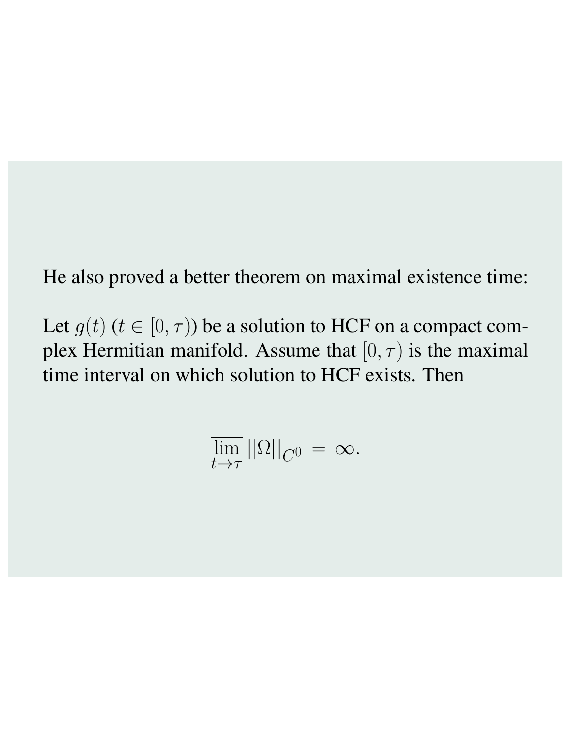He also proved a better theorem on maximal existence time:

Let $g(t)$ ($t \in [0, \tau)$) be a solution to HCF on a compact complex Hermitian manifold. Assume that $[0, \tau)$ is the maximal time interval on which solution to HCF exists. Then

$$\overline{\lim_{t \to \tau}} ||\Omega||_{C^0} = \infty.$$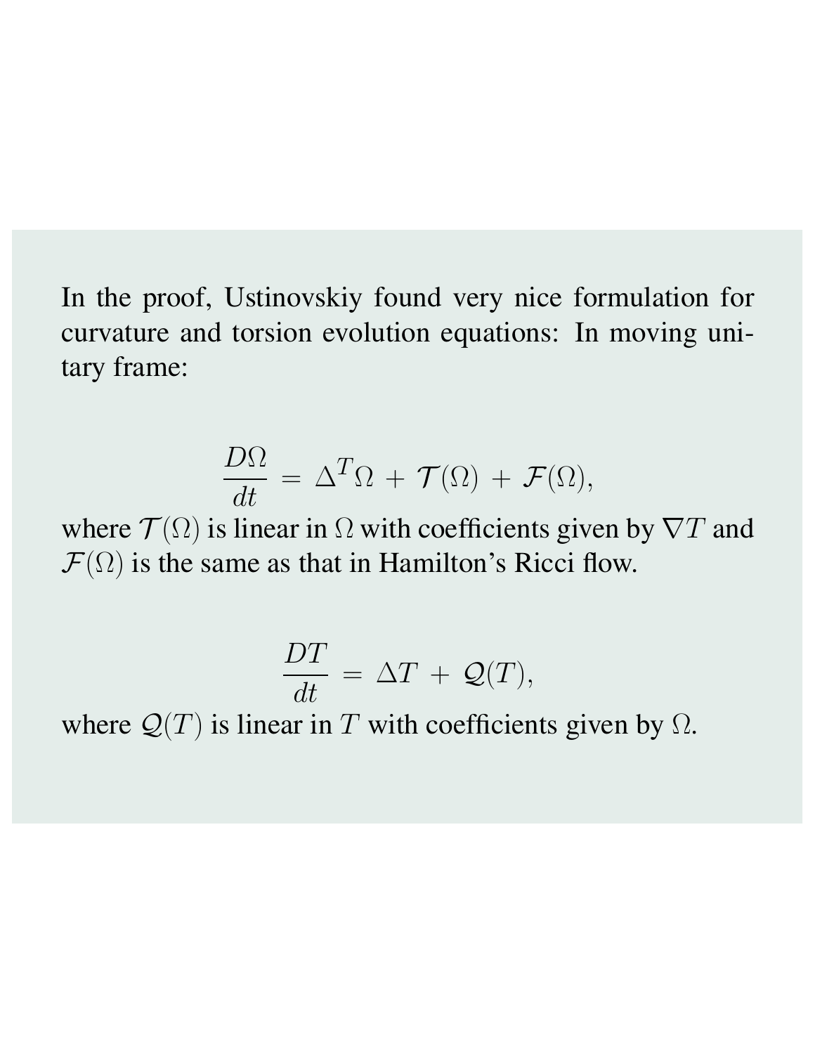In the proof, Ustinovskiy found very nice formulation for curvature and torsion evolution equations: In moving unitary frame:

$$\frac{D\Omega}{dt} = \Delta^T \Omega + \mathcal{T}(\Omega) + \mathcal{F}(\Omega),$$

where $\mathcal{T}(\Omega)$ is linear in $\Omega$ with coefficients given by $\nabla T$ and $\mathcal{F}(\Omega)$ is the same as that in Hamilton's Ricci flow.

$$\frac{DT}{dt} = \Delta T + \mathcal{Q}(T),$$

where $\mathcal{Q}(T)$ is linear in $T$ with coefficients given by $\Omega$.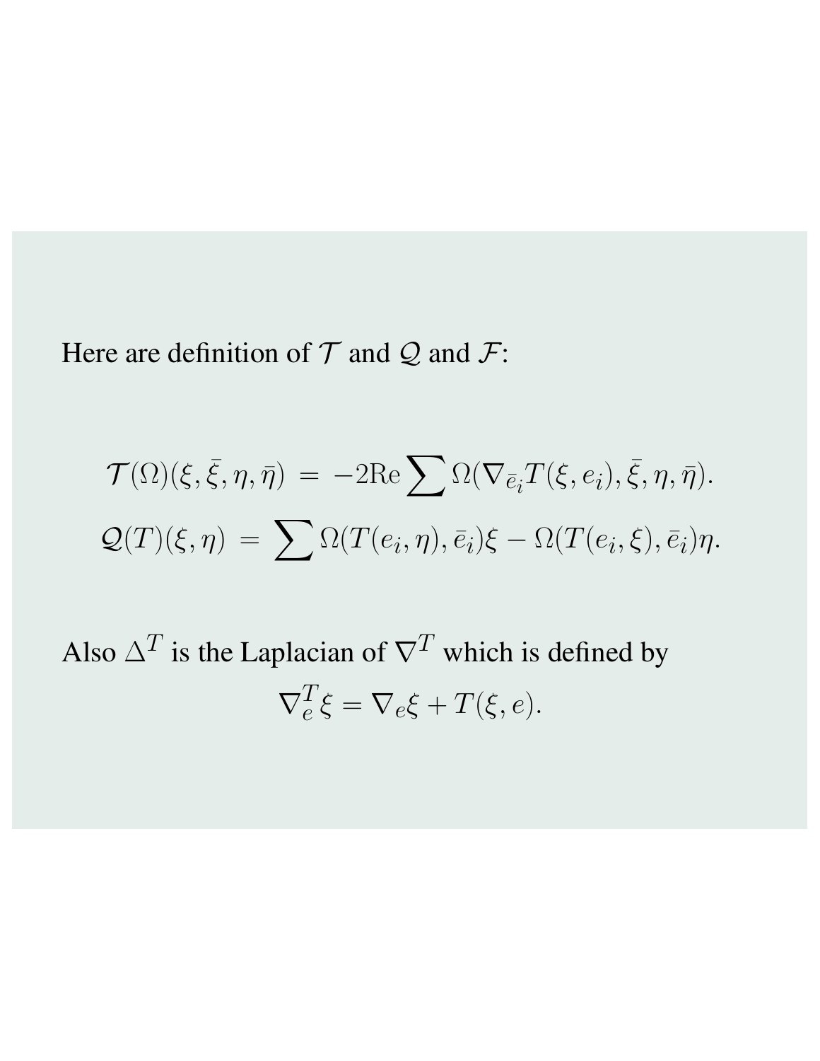Here are definition of $\mathcal{T}$ and $\mathcal{Q}$ and $\mathcal{F}$:

$$\mathcal{T}(\Omega)(\xi,\bar{\xi},\eta,\bar{\eta}) \;=\; -2\mathrm{Re}\sum \Omega(\nabla_{\bar{e}_i}T(\xi,e_i),\bar{\xi},\eta,\bar{\eta}).$$

$$\mathcal{Q}(T)(\xi,\eta) \;=\; \sum \Omega(T(e_i,\eta),\bar{e}_i)\xi - \Omega(T(e_i,\xi),\bar{e}_i)\eta.$$

Also $\Delta^T$ is the Laplacian of $\nabla^T$ which is defined by

$$\nabla^T_e\xi = \nabla_e\xi + T(\xi,e).$$